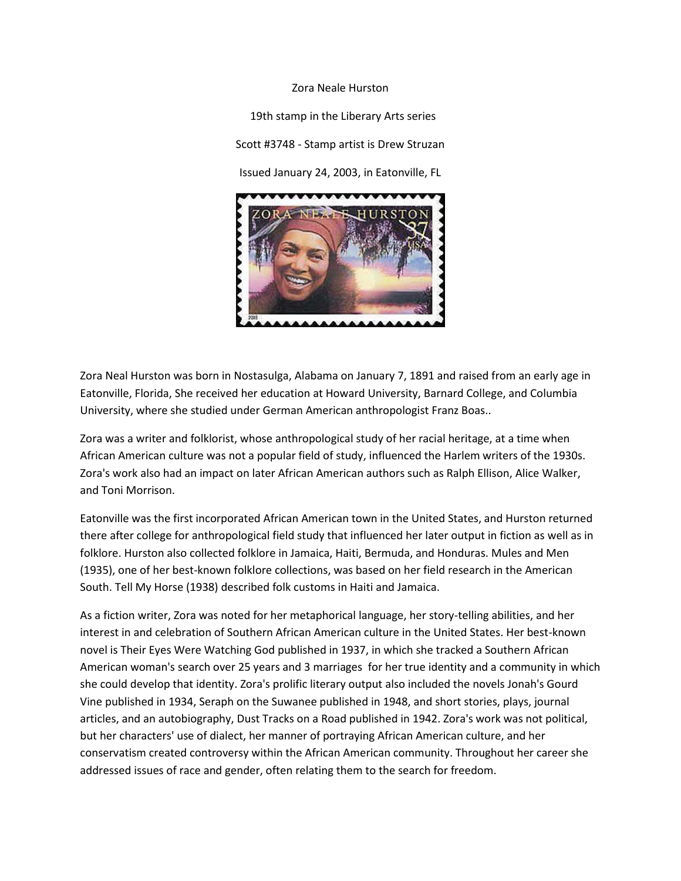Zora Neale Hurston

19th stamp in the Liberary Arts series

Scott #3748 - Stamp artist is Drew Struzan

Issued January 24, 2003, in Eatonville, FL

Zora Neal Hurston was born in Nostasulga, Alabama on January 7, 1891 and raised from an early age in Eatonville, Florida, She received her education at Howard University, Barnard College, and Columbia University, where she studied under German American anthropologist Franz Boas..

Zora was a writer and folklorist, whose anthropological study of her racial heritage, at a time when African American culture was not a popular field of study, influenced the Harlem writers of the 1930s. Zora's work also had an impact on later African American authors such as Ralph Ellison, Alice Walker, and Toni Morrison.

Eatonville was the first incorporated African American town in the United States, and Hurston returned there after college for anthropological field study that influenced her later output in fiction as well as in folklore. Hurston also collected folklore in Jamaica, Haiti, Bermuda, and Honduras. Mules and Men (1935), one of her best-known folklore collections, was based on her field research in the American South. Tell My Horse (1938) described folk customs in Haiti and Jamaica.

As a fiction writer, Zora was noted for her metaphorical language, her story-telling abilities, and her interest in and celebration of Southern African American culture in the United States. Her best-known novel is Their Eyes Were Watching God published in 1937, in which she tracked a Southern African American woman's search over 25 years and 3 marriages for her true identity and a community in which she could develop that identity. Zora's prolific literary output also included the novels Jonah's Gourd Vine published in 1934, Seraph on the Suwanee published in 1948, and short stories, plays, journal articles, and an autobiography, Dust Tracks on a Road published in 1942. Zora's work was not political, but her characters' use of dialect, her manner of portraying African American culture, and her conservatism created controversy within the African American community. Throughout her career she addressed issues of race and gender, often relating them to the search for freedom.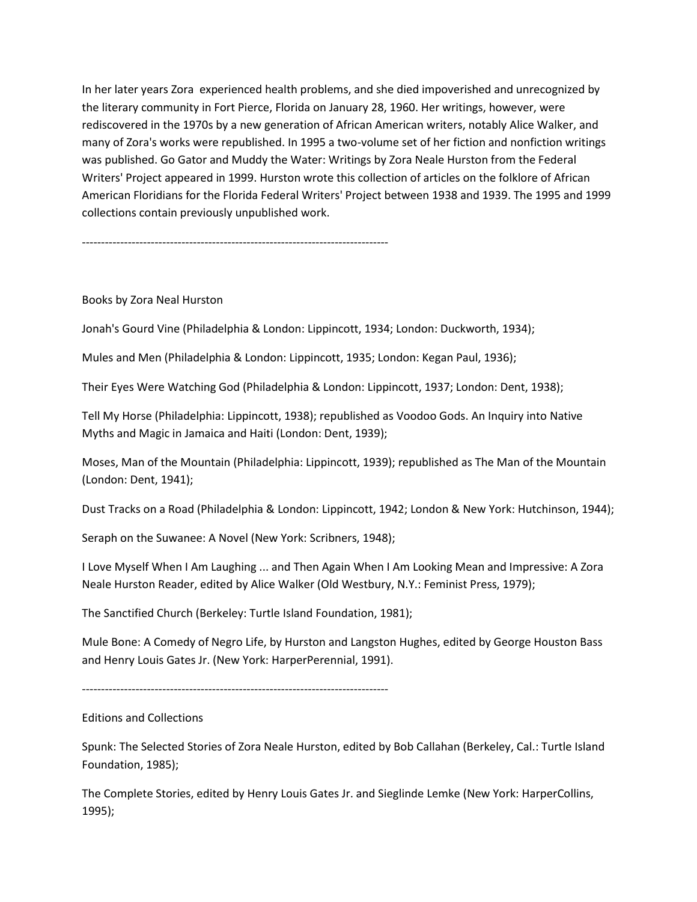In her later years Zora  experienced health problems, and she died impoverished and unrecognized by the literary community in Fort Pierce, Florida on January 28, 1960. Her writings, however, were rediscovered in the 1970s by a new generation of African American writers, notably Alice Walker, and many of Zora's works were republished. In 1995 a two-volume set of her fiction and nonfiction writings was published. Go Gator and Muddy the Water: Writings by Zora Neale Hurston from the Federal Writers' Project appeared in 1999. Hurston wrote this collection of articles on the folklore of African American Floridians for the Florida Federal Writers' Project between 1938 and 1939. The 1995 and 1999 collections contain previously unpublished work.

--------------------------------------------------------------------------------

## Books by Zora Neal Hurston

Jonah's Gourd Vine (Philadelphia & London: Lippincott, 1934; London: Duckworth, 1934);

Mules and Men (Philadelphia & London: Lippincott, 1935; London: Kegan Paul, 1936);

Their Eyes Were Watching God (Philadelphia & London: Lippincott, 1937; London: Dent, 1938);

Tell My Horse (Philadelphia: Lippincott, 1938); republished as Voodoo Gods. An Inquiry into Native Myths and Magic in Jamaica and Haiti (London: Dent, 1939);

Moses, Man of the Mountain (Philadelphia: Lippincott, 1939); republished as The Man of the Mountain (London: Dent, 1941);

Dust Tracks on a Road (Philadelphia & London: Lippincott, 1942; London & New York: Hutchinson, 1944);

Seraph on the Suwanee: A Novel (New York: Scribners, 1948);

I Love Myself When I Am Laughing ... and Then Again When I Am Looking Mean and Impressive: A Zora Neale Hurston Reader, edited by Alice Walker (Old Westbury, N.Y.: Feminist Press, 1979);

The Sanctified Church (Berkeley: Turtle Island Foundation, 1981);

Mule Bone: A Comedy of Negro Life, by Hurston and Langston Hughes, edited by George Houston Bass and Henry Louis Gates Jr. (New York: HarperPerennial, 1991).

--------------------------------------------------------------------------------

## Editions and Collections

Spunk: The Selected Stories of Zora Neale Hurston, edited by Bob Callahan (Berkeley, Cal.: Turtle Island Foundation, 1985);

The Complete Stories, edited by Henry Louis Gates Jr. and Sieglinde Lemke (New York: HarperCollins, 1995);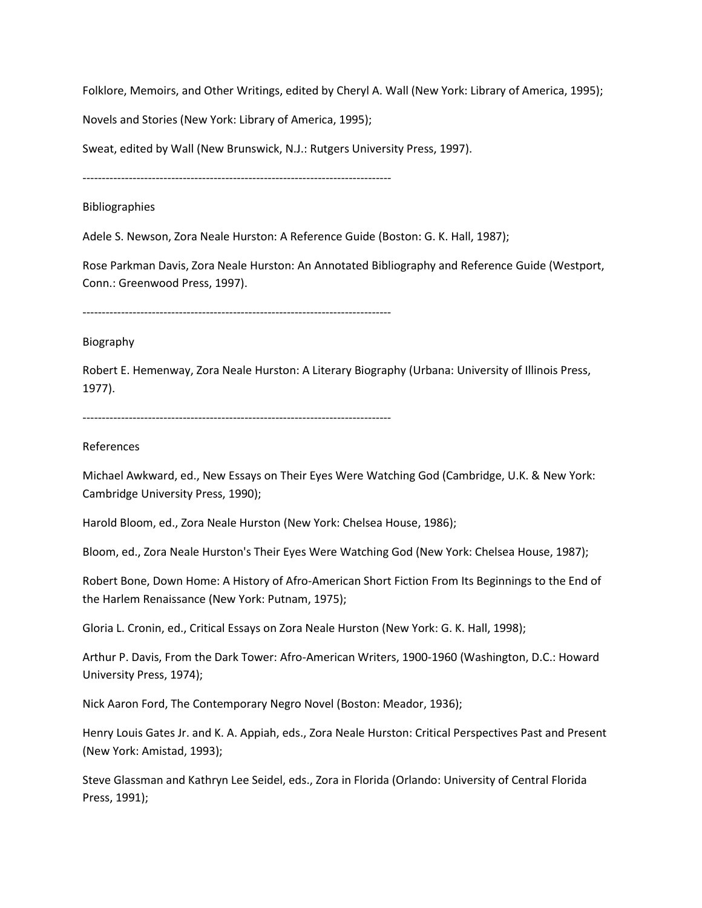Folklore, Memoirs, and Other Writings, edited by Cheryl A. Wall (New York: Library of America, 1995);

Novels and Stories (New York: Library of America, 1995);

Sweat, edited by Wall (New Brunswick, N.J.: Rutgers University Press, 1997).

--------------------------------------------------------------------------------

Bibliographies

Adele S. Newson, Zora Neale Hurston: A Reference Guide (Boston: G. K. Hall, 1987);

Rose Parkman Davis, Zora Neale Hurston: An Annotated Bibliography and Reference Guide (Westport, Conn.: Greenwood Press, 1997).

--------------------------------------------------------------------------------

Biography

Robert E. Hemenway, Zora Neale Hurston: A Literary Biography (Urbana: University of Illinois Press, 1977).

--------------------------------------------------------------------------------

References

Michael Awkward, ed., New Essays on Their Eyes Were Watching God (Cambridge, U.K. & New York: Cambridge University Press, 1990);

Harold Bloom, ed., Zora Neale Hurston (New York: Chelsea House, 1986);

Bloom, ed., Zora Neale Hurston's Their Eyes Were Watching God (New York: Chelsea House, 1987);

Robert Bone, Down Home: A History of Afro-American Short Fiction From Its Beginnings to the End of the Harlem Renaissance (New York: Putnam, 1975);

Gloria L. Cronin, ed., Critical Essays on Zora Neale Hurston (New York: G. K. Hall, 1998);

Arthur P. Davis, From the Dark Tower: Afro-American Writers, 1900-1960 (Washington, D.C.: Howard University Press, 1974);

Nick Aaron Ford, The Contemporary Negro Novel (Boston: Meador, 1936);

Henry Louis Gates Jr. and K. A. Appiah, eds., Zora Neale Hurston: Critical Perspectives Past and Present (New York: Amistad, 1993);

Steve Glassman and Kathryn Lee Seidel, eds., Zora in Florida (Orlando: University of Central Florida Press, 1991);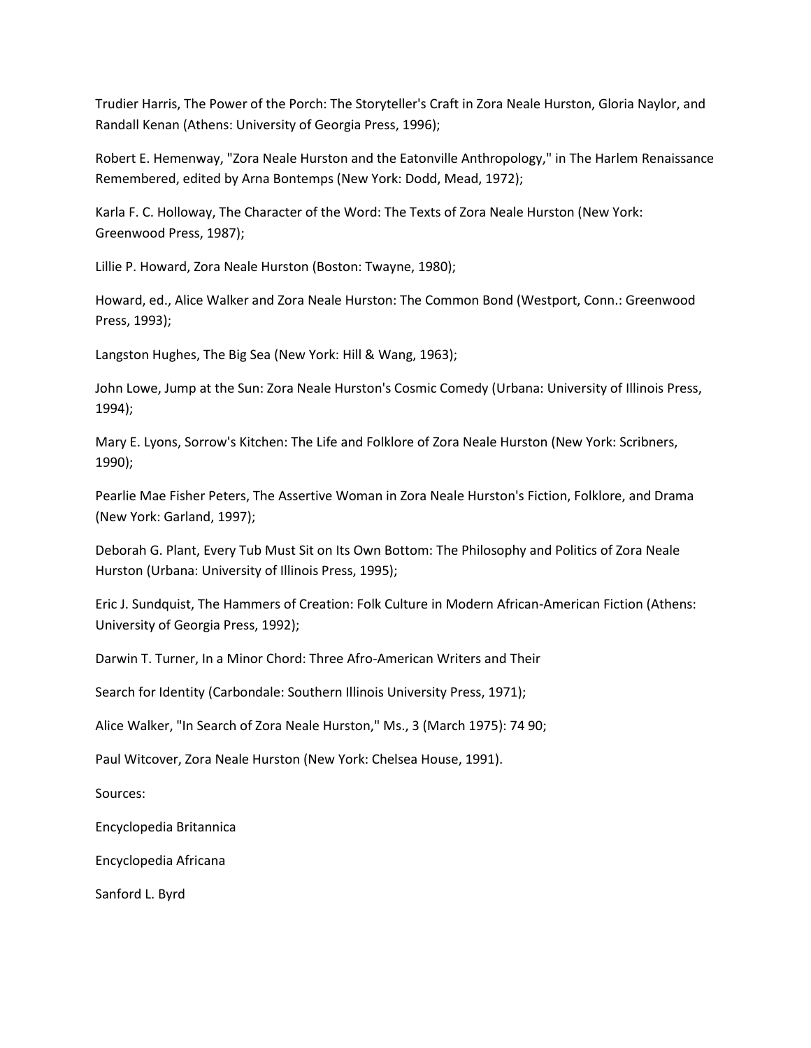Trudier Harris, The Power of the Porch: The Storyteller's Craft in Zora Neale Hurston, Gloria Naylor, and Randall Kenan (Athens: University of Georgia Press, 1996);

Robert E. Hemenway, "Zora Neale Hurston and the Eatonville Anthropology," in The Harlem Renaissance Remembered, edited by Arna Bontemps (New York: Dodd, Mead, 1972);

Karla F. C. Holloway, The Character of the Word: The Texts of Zora Neale Hurston (New York: Greenwood Press, 1987);

Lillie P. Howard, Zora Neale Hurston (Boston: Twayne, 1980);

Howard, ed., Alice Walker and Zora Neale Hurston: The Common Bond (Westport, Conn.: Greenwood Press, 1993);

Langston Hughes, The Big Sea (New York: Hill & Wang, 1963);

John Lowe, Jump at the Sun: Zora Neale Hurston's Cosmic Comedy (Urbana: University of Illinois Press, 1994);

Mary E. Lyons, Sorrow's Kitchen: The Life and Folklore of Zora Neale Hurston (New York: Scribners, 1990);

Pearlie Mae Fisher Peters, The Assertive Woman in Zora Neale Hurston's Fiction, Folklore, and Drama (New York: Garland, 1997);

Deborah G. Plant, Every Tub Must Sit on Its Own Bottom: The Philosophy and Politics of Zora Neale Hurston (Urbana: University of Illinois Press, 1995);

Eric J. Sundquist, The Hammers of Creation: Folk Culture in Modern African-American Fiction (Athens: University of Georgia Press, 1992);

Darwin T. Turner, In a Minor Chord: Three Afro-American Writers and Their

Search for Identity (Carbondale: Southern Illinois University Press, 1971);

Alice Walker, "In Search of Zora Neale Hurston," Ms., 3 (March 1975): 74 90;

Paul Witcover, Zora Neale Hurston (New York: Chelsea House, 1991).

Sources:

Encyclopedia Britannica

Encyclopedia Africana

Sanford L. Byrd